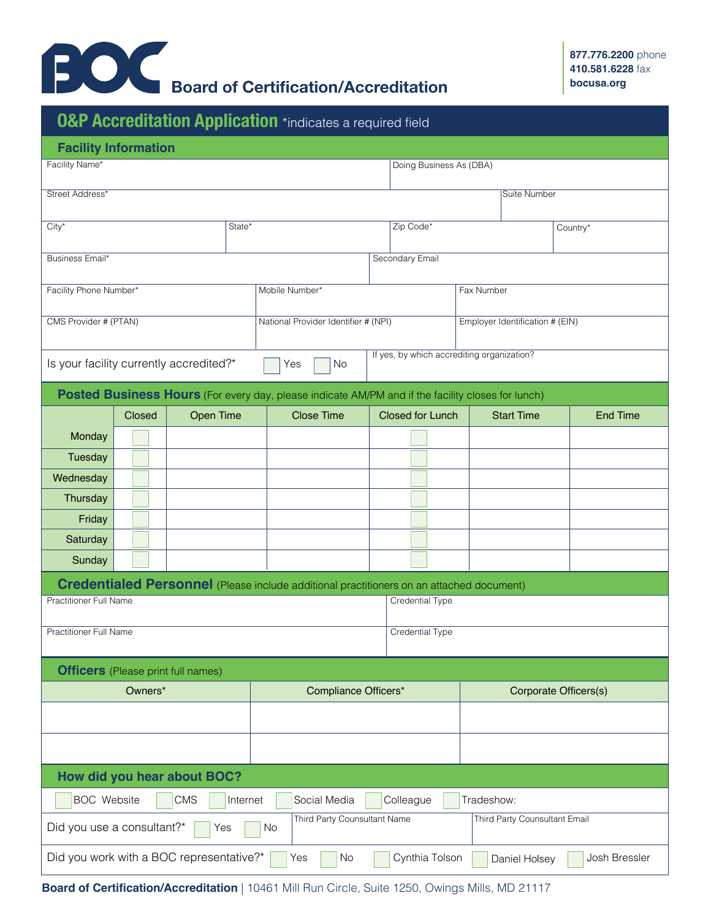# Board of Certification/Accreditation

**877.776.2200** phone
**410.581.6228** fax
**bocusa.org**

## O&P Accreditation Application *indicates a required field

### Facility Information

| Facility Name* | Doing Business As (DBA) |
|---|---|
| | |

| Street Address* | Suite Number |
|---|---|
| | |

| City* | State* | Zip Code* | Country* |
|---|---|---|---|
| | | | |

| Business Email* | Secondary Email |
|---|---|
| | |

| Facility Phone Number* | Mobile Number* | Fax Number |
|---|---|---|
| | | |

| CMS Provider # (PTAN) | National Provider Identifier # (NPI) | Employer Identification # (EIN) |
|---|---|---|
| | | |

Is your facility currently accredited?* ☐ Yes ☐ No

If yes, by which accrediting organization?

### Posted Business Hours (For every day, please indicate AM/PM and if the facility closes for lunch)

| | Closed | Open Time | Close Time | Closed for Lunch | Start Time | End Time |
|---|---|---|---|---|---|---|
| Monday | ☐ | | | ☐ | | |
| Tuesday | ☐ | | | ☐ | | |
| Wednesday | ☐ | | | ☐ | | |
| Thursday | ☐ | | | ☐ | | |
| Friday | ☐ | | | ☐ | | |
| Saturday | ☐ | | | ☐ | | |
| Sunday | ☐ | | | ☐ | | |

### Credentialed Personnel (Please include additional practitioners on an attached document)

| Practitioner Full Name | Credential Type |
|---|---|
| | |

| Practitioner Full Name | Credential Type |
|---|---|
| | |

### Officers (Please print full names)

| Owners* | Compliance Officers* | Corporate Officers(s) |
|---|---|---|
| | | |
| | | |

### How did you hear about BOC?

☐ BOC Website ☐ CMS ☐ Internet ☐ Social Media ☐ Colleague ☐ Tradeshow:

Did you use a consultant?* ☐ Yes ☐ No

| Third Party Counsultant Name | Third Party Counsultant Email |
|---|---|
| | |

Did you work with a BOC representative?* ☐ Yes ☐ No ☐ Cynthia Tolson ☐ Daniel Holsey ☐ Josh Bressler

**Board of Certification/Accreditation** | 10461 Mill Run Circle, Suite 1250, Owings Mills, MD 21117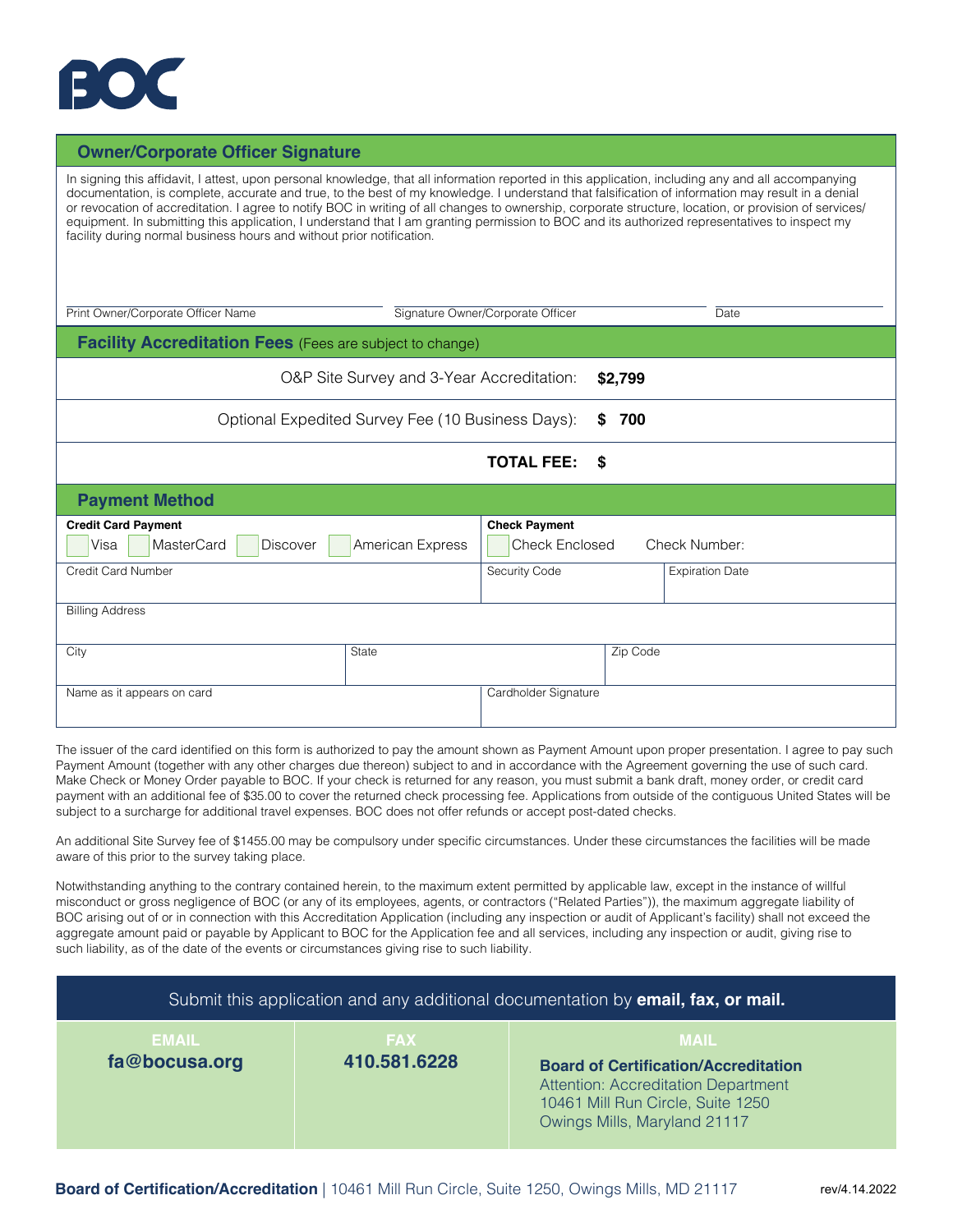BOC

## Owner/Corporate Officer Signature

In signing this affidavit, I attest, upon personal knowledge, that all information reported in this application, including any and all accompanying documentation, is complete, accurate and true, to the best of my knowledge. I understand that falsification of information may result in a denial or revocation of accreditation. I agree to notify BOC in writing of all changes to ownership, corporate structure, location, or provision of services/equipment. In submitting this application, I understand that I am granting permission to BOC and its authorized representatives to inspect my facility during normal business hours and without prior notification.

| Print Owner/Corporate Officer Name | Signature Owner/Corporate Officer | Date |
|---|---|---|
| | | |

## Facility Accreditation Fees (Fees are subject to change)

| | |
|---|---|
| O&P Site Survey and 3-Year Accreditation: | **$2,799** |
| Optional Expedited Survey Fee (10 Business Days): | **$ 700** |
| **TOTAL FEE:** | **$** |

## Payment Method

| **Credit Card Payment** ☐ Visa ☐ MasterCard ☐ Discover ☐ American Express | **Check Payment** ☐ Check Enclosed Check Number: | |
|---|---|---|
| Credit Card Number | Security Code | Expiration Date |
| Billing Address | | |
| City | State | Zip Code |
| Name as it appears on card | Cardholder Signature | |

The issuer of the card identified on this form is authorized to pay the amount shown as Payment Amount upon proper presentation. I agree to pay such Payment Amount (together with any other charges due thereon) subject to and in accordance with the Agreement governing the use of such card. Make Check or Money Order payable to BOC. If your check is returned for any reason, you must submit a bank draft, money order, or credit card payment with an additional fee of $35.00 to cover the returned check processing fee. Applications from outside of the contiguous United States will be subject to a surcharge for additional travel expenses. BOC does not offer refunds or accept post-dated checks.

An additional Site Survey fee of $1455.00 may be compulsory under specific circumstances. Under these circumstances the facilities will be made aware of this prior to the survey taking place.

Notwithstanding anything to the contrary contained herein, to the maximum extent permitted by applicable law, except in the instance of willful misconduct or gross negligence of BOC (or any of its employees, agents, or contractors ("Related Parties")), the maximum aggregate liability of BOC arising out of or in connection with this Accreditation Application (including any inspection or audit of Applicant's facility) shall not exceed the aggregate amount paid or payable by Applicant to BOC for the Application fee and all services, including any inspection or audit, giving rise to such liability, as of the date of the events or circumstances giving rise to such liability.

Submit this application and any additional documentation by **email, fax, or mail.**

| EMAIL | FAX | MAIL |
|---|---|---|
| **fa@bocusa.org** | **410.581.6228** | **Board of Certification/Accreditation** Attention: Accreditation Department 10461 Mill Run Circle, Suite 1250 Owings Mills, Maryland 21117 |

**Board of Certification/Accreditation** | 10461 Mill Run Circle, Suite 1250, Owings Mills, MD 21117

rev/4.14.2022